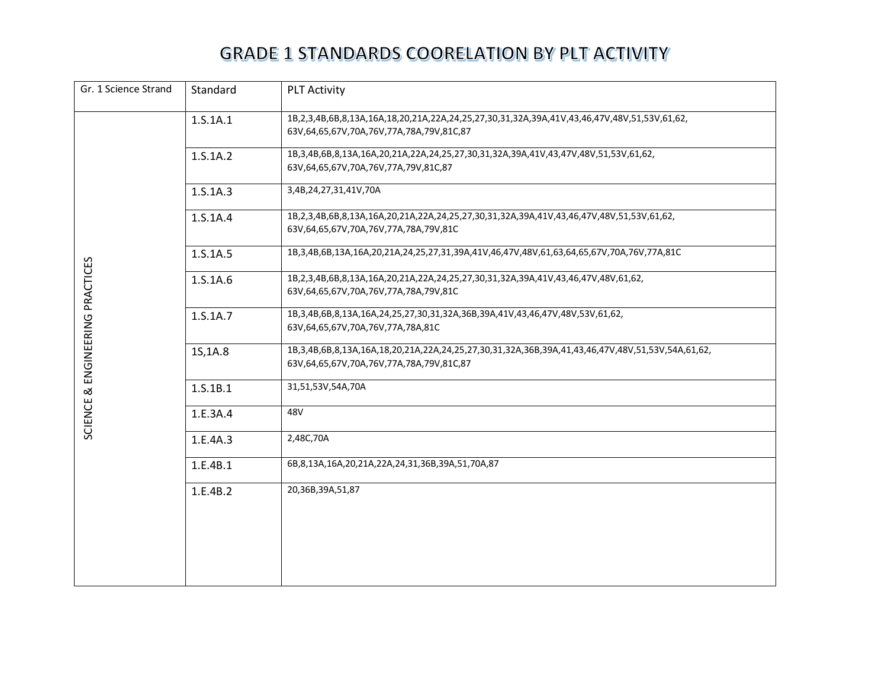# GRADE 1 STANDARDS COORELATION BY PLT ACTIVITY

| Gr. 1 Science Strand | Standard | PLT Activity |
|---|---|---|
| SCIENCE & ENGINEERING PRACTICES | 1.S.1A.1 | 1B,2,3,4B,6B,8,13A,16A,18,20,21A,22A,24,25,27,30,31,32A,39A,41V,43,46,47V,48V,51,53V,61,62, 63V,64,65,67V,70A,76V,77A,78A,79V,81C,87 |
| | 1.S.1A.2 | 1B,3,4B,6B,8,13A,16A,20,21A,22A,24,25,27,30,31,32A,39A,41V,43,47V,48V,51,53V,61,62, 63V,64,65,67V,70A,76V,77A,79V,81C,87 |
| | 1.S.1A.3 | 3,4B,24,27,31,41V,70A |
| | 1.S.1A.4 | 1B,2,3,4B,6B,8,13A,16A,20,21A,22A,24,25,27,30,31,32A,39A,41V,43,46,47V,48V,51,53V,61,62, 63V,64,65,67V,70A,76V,77A,78A,79V,81C |
| | 1.S.1A.5 | 1B,3,4B,6B,13A,16A,20,21A,24,25,27,31,39A,41V,46,47V,48V,61,63,64,65,67V,70A,76V,77A,81C |
| | 1.S.1A.6 | 1B,2,3,4B,6B,8,13A,16A,20,21A,22A,24,25,27,30,31,32A,39A,41V,43,46,47V,48V,61,62, 63V,64,65,67V,70A,76V,77A,78A,79V,81C |
| | 1.S.1A.7 | 1B,3,4B,6B,8,13A,16A,24,25,27,30,31,32A,36B,39A,41V,43,46,47V,48V,53V,61,62, 63V,64,65,67V,70A,76V,77A,78A,81C |
| | 1S,1A.8 | 1B,3,4B,6B,8,13A,16A,18,20,21A,22A,24,25,27,30,31,32A,36B,39A,41,43,46,47V,48V,51,53V,54A,61,62, 63V,64,65,67V,70A,76V,77A,78A,79V,81C,87 |
| | 1.S.1B.1 | 31,51,53V,54A,70A |
| | 1.E.3A.4 | 48V |
| | 1.E.4A.3 | 2,48C,70A |
| | 1.E.4B.1 | 6B,8,13A,16A,20,21A,22A,24,31,36B,39A,51,70A,87 |
| | 1.E.4B.2 | 20,36B,39A,51,87 |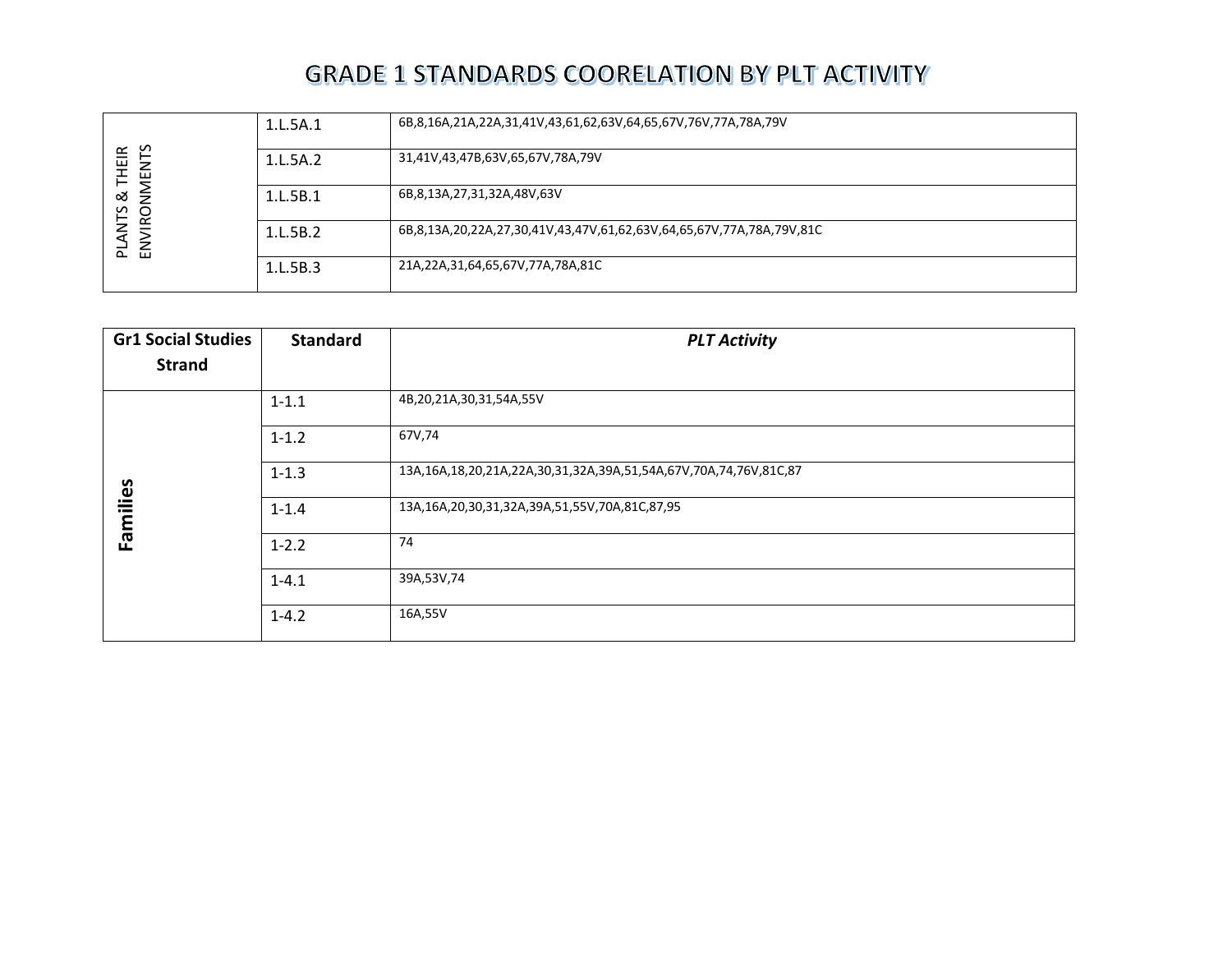# GRADE 1 STANDARDS COORELATION BY PLT ACTIVITY

| | | |
|---|---|---|
| PLANTS & THEIR ENVIRONMENTS | 1.L.5A.1 | 6B,8,16A,21A,22A,31,41V,43,61,62,63V,64,65,67V,76V,77A,78A,79V |
| | 1.L.5A.2 | 31,41V,43,47B,63V,65,67V,78A,79V |
| | 1.L.5B.1 | 6B,8,13A,27,31,32A,48V,63V |
| | 1.L.5B.2 | 6B,8,13A,20,22A,27,30,41V,43,47V,61,62,63V,64,65,67V,77A,78A,79V,81C |
| | 1.L.5B.3 | 21A,22A,31,64,65,67V,77A,78A,81C |

| Gr1 Social Studies Strand | Standard | *PLT Activity* |
|---|---|---|
| **Families** | 1-1.1 | 4B,20,21A,30,31,54A,55V |
| | 1-1.2 | 67V,74 |
| | 1-1.3 | 13A,16A,18,20,21A,22A,30,31,32A,39A,51,54A,67V,70A,74,76V,81C,87 |
| | 1-1.4 | 13A,16A,20,30,31,32A,39A,51,55V,70A,81C,87,95 |
| | 1-2.2 | 74 |
| | 1-4.1 | 39A,53V,74 |
| | 1-4.2 | 16A,55V |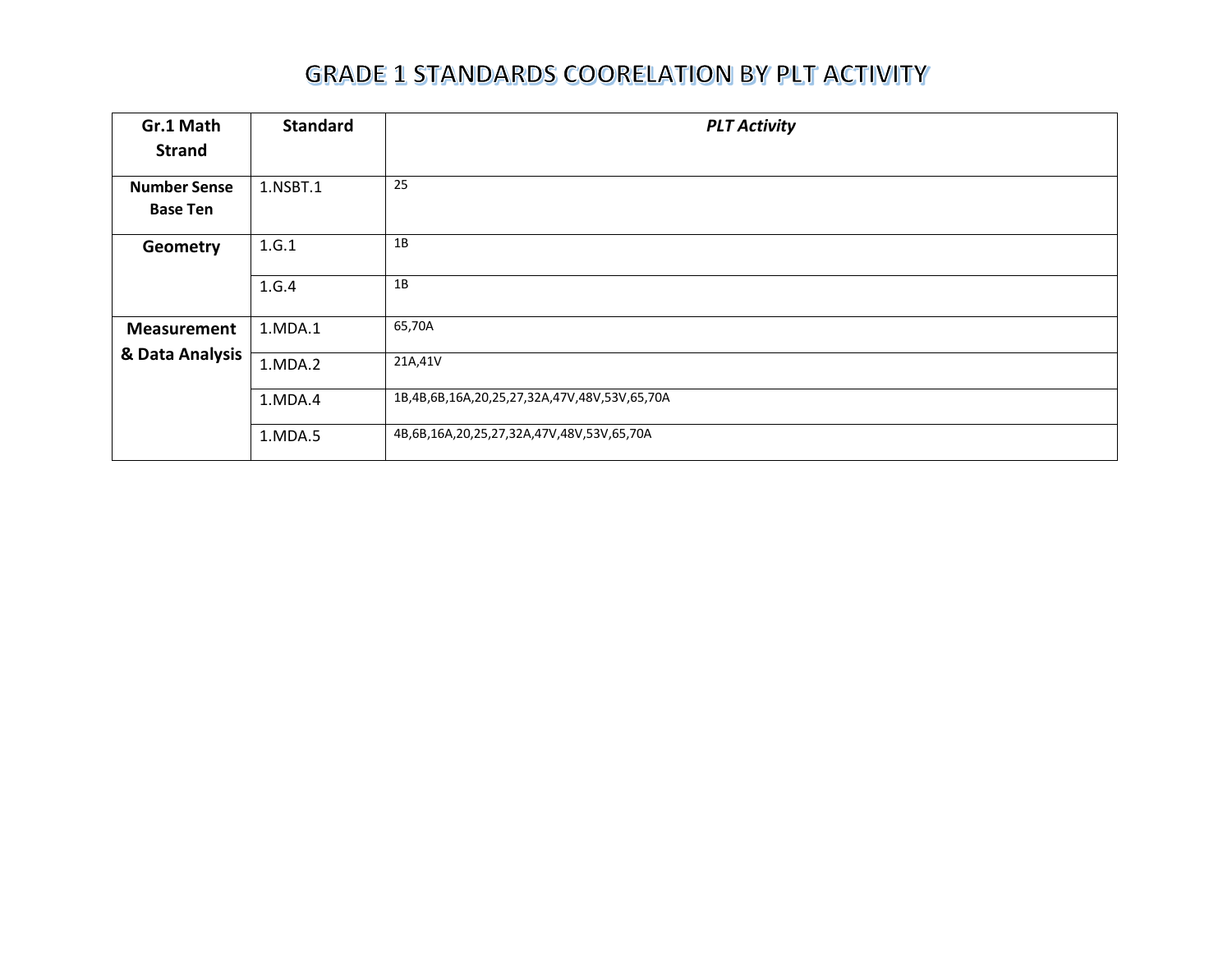# GRADE 1 STANDARDS COORELATION BY PLT ACTIVITY

| Gr.1 Math Strand | Standard | *PLT Activity* |
|---|---|---|
| **Number Sense Base Ten** | 1.NSBT.1 | 25 |
| **Geometry** | 1.G.1 | 1B |
| | 1.G.4 | 1B |
| **Measurement & Data Analysis** | 1.MDA.1 | 65,70A |
| | 1.MDA.2 | 21A,41V |
| | 1.MDA.4 | 1B,4B,6B,16A,20,25,27,32A,47V,48V,53V,65,70A |
| | 1.MDA.5 | 4B,6B,16A,20,25,27,32A,47V,48V,53V,65,70A |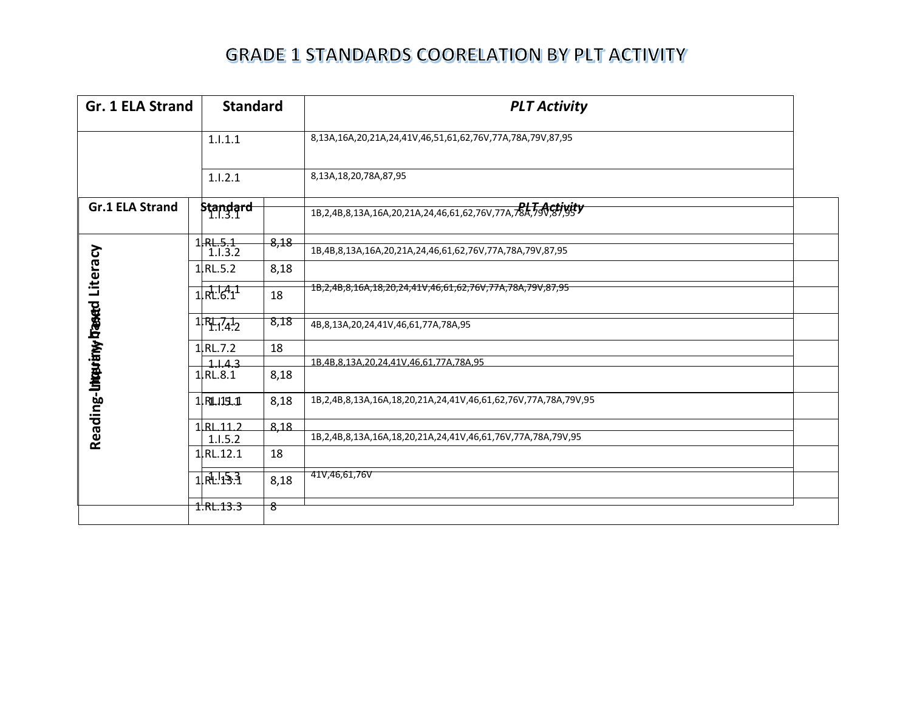# GRADE 1 STANDARDS COORELATION BY PLT ACTIVITY

| Gr. 1 ELA Strand | Standard | *PLT Activity* |
|---|---|---|
| | 1.I.1.1 | 8,13A,16A,20,21A,24,41V,46,51,61,62,76V,77A,78A,79V,87,95 |
| | 1.I.2.1 | 8,13A,18,20,78A,87,95 |
| | 1.I.3.1 | 1B,2,4B,8,13A,16A,20,21A,24,46,61,62,76V,77A,78A,79V,87,95 |
| | 1.I.3.2 | 1B,4B,8,13A,16A,20,21A,24,46,61,62,76V,77A,78A,79V,87,95 |
| | 1.I.4.1 | 1B,2,4B,8,16A,18,20,24,41V,46,61,62,76V,77A,78A,79V,87,95 |
| | 1.I.4.2 | 4B,8,13A,20,24,41V,46,61,77A,78A,95 |
| | 1.I.4.3 | 1B,4B,8,13A,20,24,41V,46,61,77A,78A,95 |
| | 1.I.5.1 | 1B,2,4B,8,13A,16A,18,20,21A,24,41V,46,61,62,76V,77A,78A,79V,95 |
| | 1.I.5.2 | 1B,2,4B,8,13A,16A,18,20,21A,24,41V,46,61,76V,77A,78A,79V,95 |
| | 1.I.5.3 | 41V,46,61,76V |

| Gr.1 ELA Strand | Standard | *PLT Activity* |
|---|---|---|
| Reading-Literary Literacy | 1.RL.5.1 | 8,18 |
| | 1.RL.5.2 | 8,18 |
| | 1.RL.6.1 | 18 |
| | 1.RL.7.1 | 8,18 |
| | 1.RL.7.2 | 18 |
| | 1.RL.8.1 | 8,18 |
| | 1.RL.11.1 | 8,18 |
| | 1.RL.11.2 | 8,18 |
| | 1.RL.12.1 | 18 |
| | 1.RL.13.1 | 8,18 |
| | 1.RL.13.3 | 8 |

Inquiry-based Literacy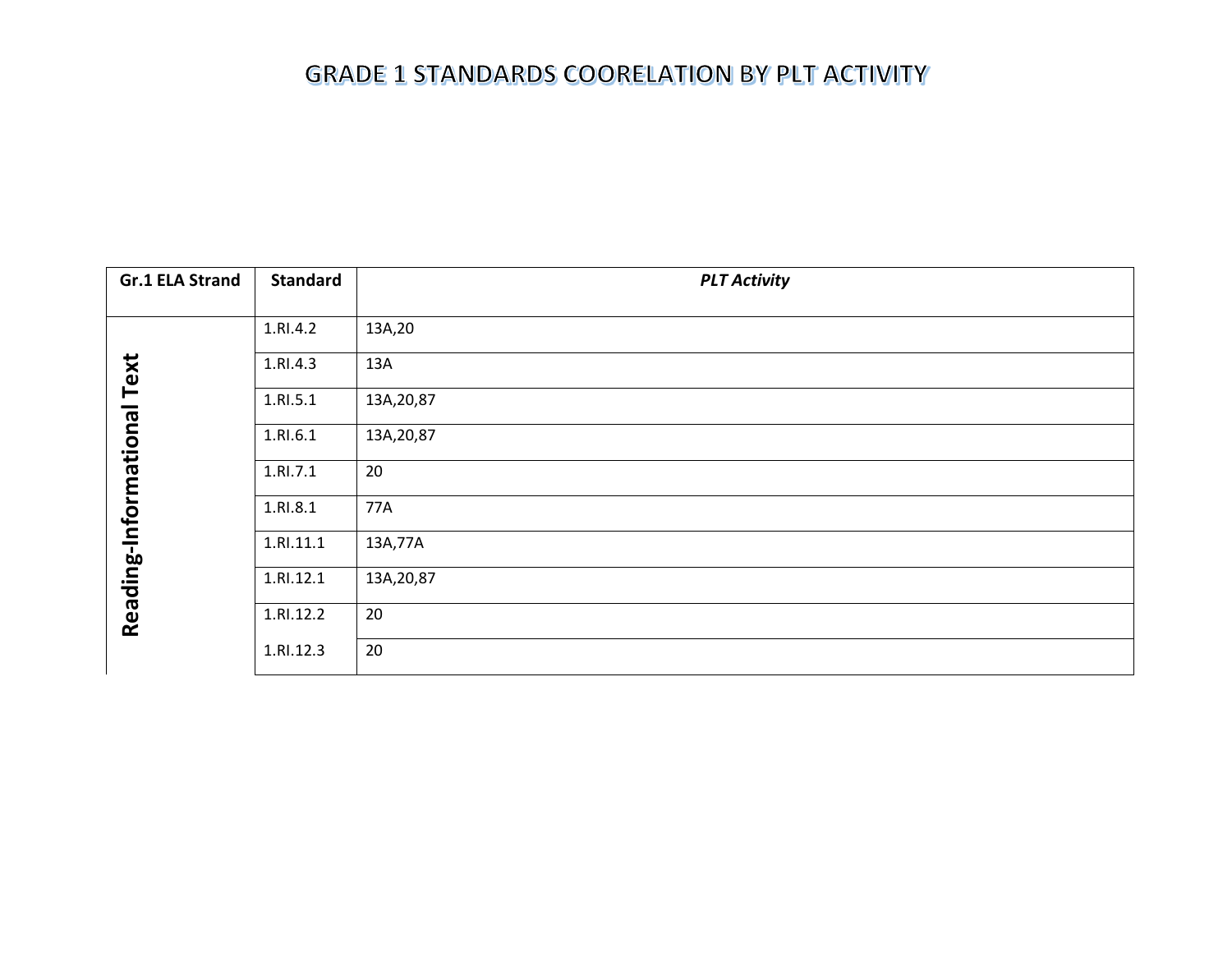# GRADE 1 STANDARDS COORELATION BY PLT ACTIVITY

| Gr.1 ELA Strand | Standard | *PLT Activity* |
|---|---|---|
| **Reading-Informational Text** | 1.RI.4.2 | 13A,20 |
| | 1.RI.4.3 | 13A |
| | 1.RI.5.1 | 13A,20,87 |
| | 1.RI.6.1 | 13A,20,87 |
| | 1.RI.7.1 | 20 |
| | 1.RI.8.1 | 77A |
| | 1.RI.11.1 | 13A,77A |
| | 1.RI.12.1 | 13A,20,87 |
| | 1.RI.12.2 | 20 |
| | 1.RI.12.3 | 20 |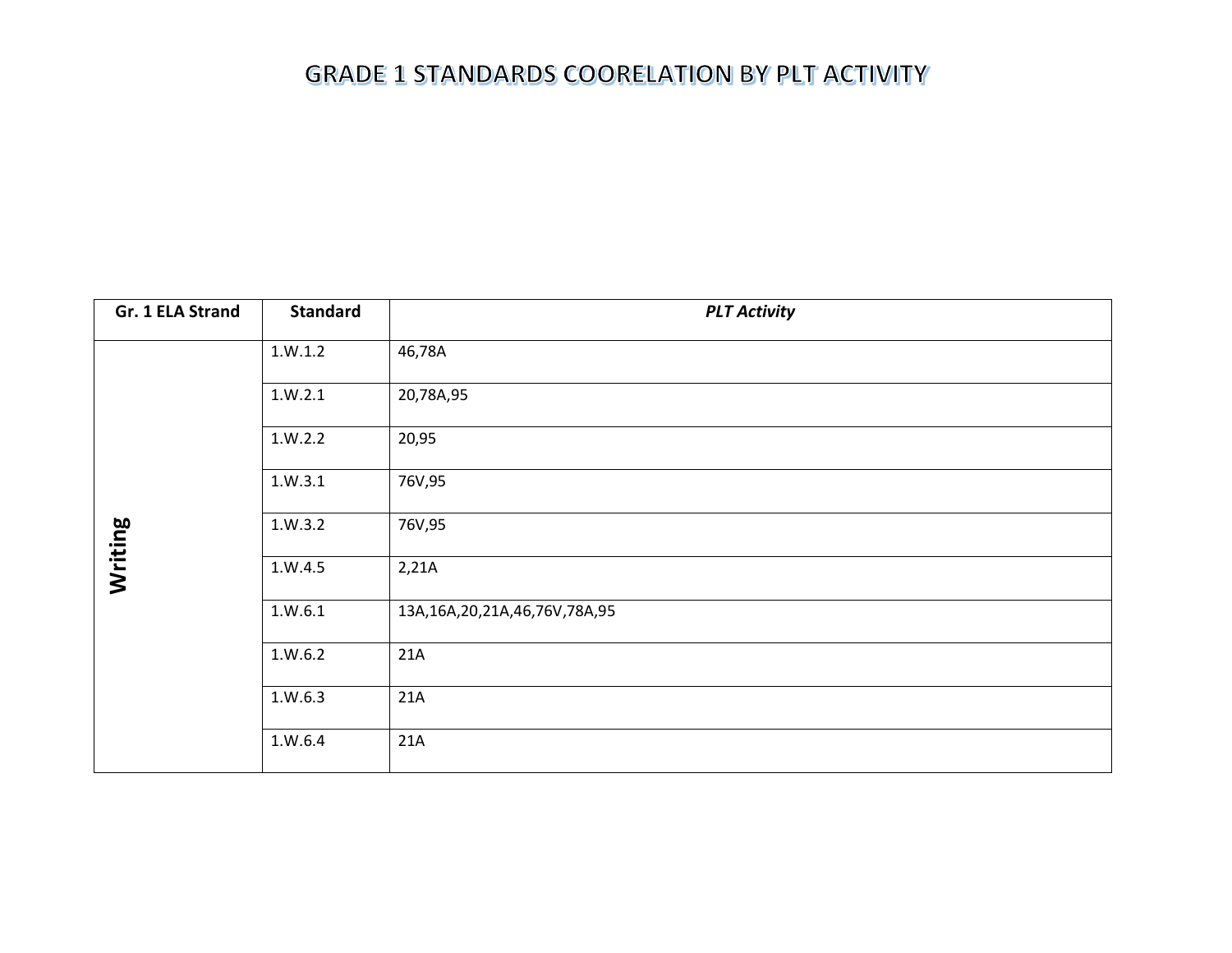# GRADE 1 STANDARDS COORELATION BY PLT ACTIVITY

| Gr. 1 ELA Strand | Standard | *PLT Activity* |
|---|---|---|
| **Writing** | 1.W.1.2 | 46,78A |
| | 1.W.2.1 | 20,78A,95 |
| | 1.W.2.2 | 20,95 |
| | 1.W.3.1 | 76V,95 |
| | 1.W.3.2 | 76V,95 |
| | 1.W.4.5 | 2,21A |
| | 1.W.6.1 | 13A,16A,20,21A,46,76V,78A,95 |
| | 1.W.6.2 | 21A |
| | 1.W.6.3 | 21A |
| | 1.W.6.4 | 21A |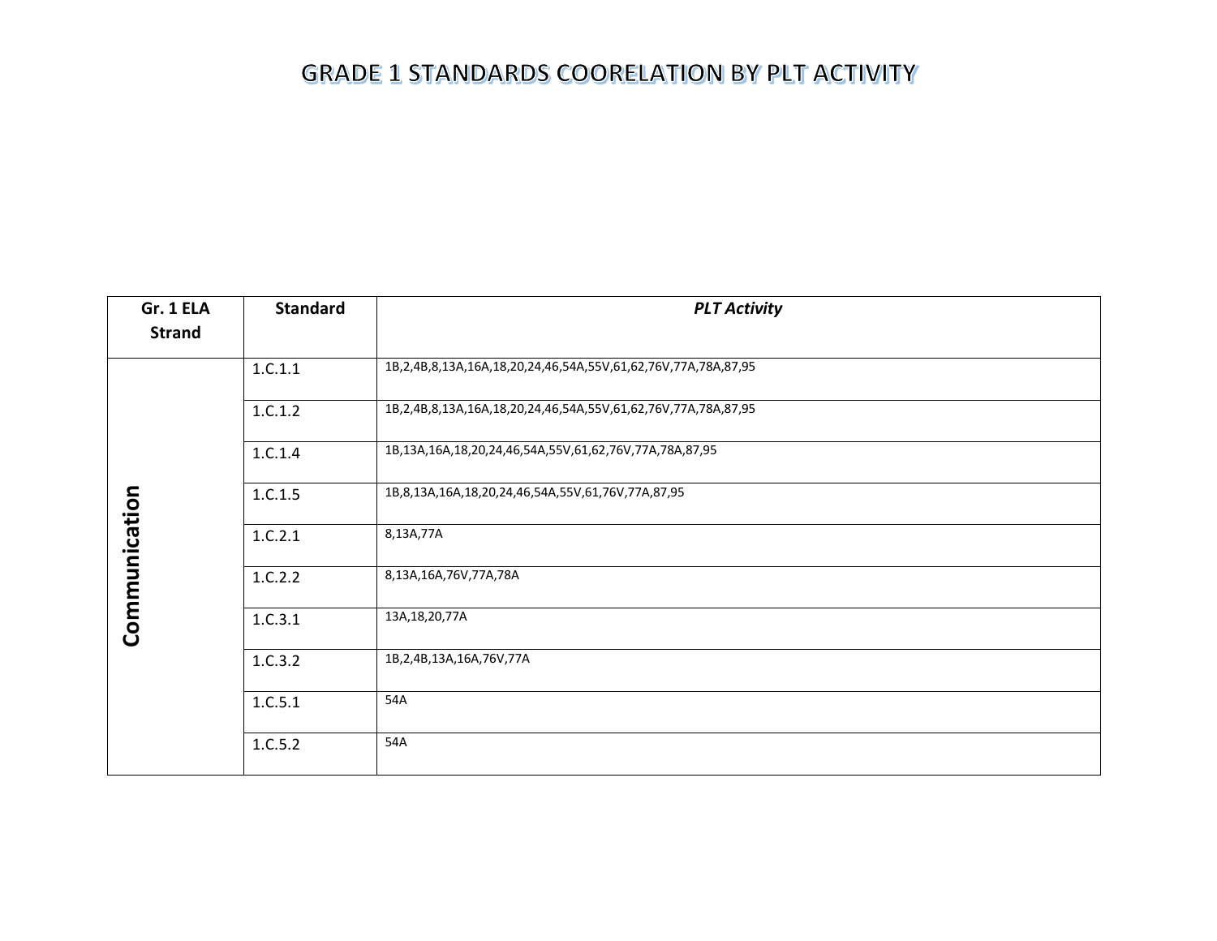# GRADE 1 STANDARDS COORELATION BY PLT ACTIVITY

| Gr. 1 ELA Strand | Standard | *PLT Activity* |
|---|---|---|
| Communication | 1.C.1.1 | 1B,2,4B,8,13A,16A,18,20,24,46,54A,55V,61,62,76V,77A,78A,87,95 |
| | 1.C.1.2 | 1B,2,4B,8,13A,16A,18,20,24,46,54A,55V,61,62,76V,77A,78A,87,95 |
| | 1.C.1.4 | 1B,13A,16A,18,20,24,46,54A,55V,61,62,76V,77A,78A,87,95 |
| | 1.C.1.5 | 1B,8,13A,16A,18,20,24,46,54A,55V,61,76V,77A,87,95 |
| | 1.C.2.1 | 8,13A,77A |
| | 1.C.2.2 | 8,13A,16A,76V,77A,78A |
| | 1.C.3.1 | 13A,18,20,77A |
| | 1.C.3.2 | 1B,2,4B,13A,16A,76V,77A |
| | 1.C.5.1 | 54A |
| | 1.C.5.2 | 54A |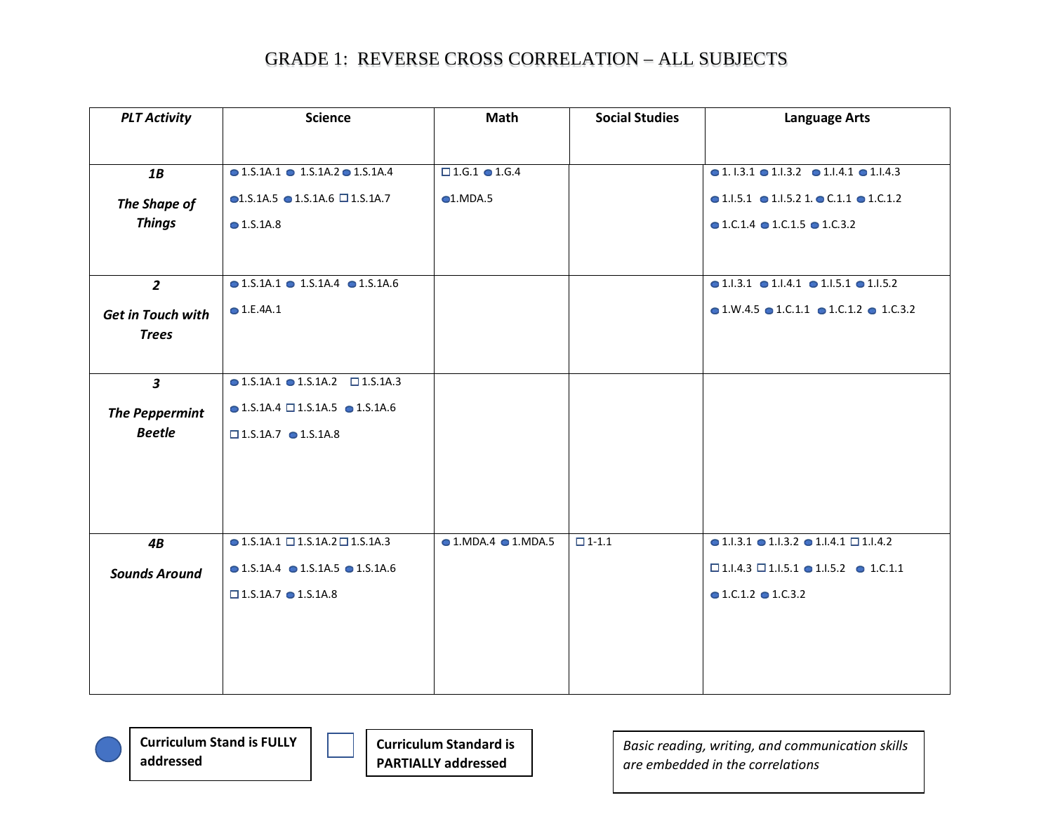# GRADE 1: REVERSE CROSS CORRELATION – ALL SUBJECTS

| PLT Activity | Science | Math | Social Studies | Language Arts |
|---|---|---|---|---|
| ***1B*** ***The Shape of Things*** | ● 1.S.1A.1 ● 1.S.1A.2 ● 1.S.1A.4 ● 1.S.1A.5 ● 1.S.1A.6 □ 1.S.1A.7 ● 1.S.1A.8 | □ 1.G.1 ● 1.G.4 ● 1.MDA.5 | | ● 1. I.3.1 ● 1.I.3.2 ● 1.I.4.1 ● 1.I.4.3 ● 1.I.5.1 ● 1.I.5.2 1. ● C.1.1 ● 1.C.1.2 ● 1.C.1.4 ● 1.C.1.5 ● 1.C.3.2 |
| ***2*** ***Get in Touch with Trees*** | ● 1.S.1A.1 ● 1.S.1A.4 ● 1.S.1A.6 ● 1.E.4A.1 | | | ● 1.I.3.1 ● 1.I.4.1 ● 1.I.5.1 ● 1.I.5.2 ● 1.W.4.5 ● 1.C.1.1 ● 1.C.1.2 ● 1.C.3.2 |
| ***3*** ***The Peppermint Beetle*** | ● 1.S.1A.1 ● 1.S.1A.2 □ 1.S.1A.3 ● 1.S.1A.4 □ 1.S.1A.5 ● 1.S.1A.6 □ 1.S.1A.7 ● 1.S.1A.8 | | | |
| ***4B*** ***Sounds Around*** | ● 1.S.1A.1 □ 1.S.1A.2 □ 1.S.1A.3 ● 1.S.1A.4 ● 1.S.1A.5 ● 1.S.1A.6 □ 1.S.1A.7 ● 1.S.1A.8 | ● 1.MDA.4 ● 1.MDA.5 | □ 1-1.1 | ● 1.I.3.1 ● 1.I.3.2 ● 1.I.4.1 □ 1.I.4.2 □ 1.I.4.3 □ 1.I.5.1 ● 1.I.5.2 ● 1.C.1.1 ● 1.C.1.2 ● 1.C.3.2 |

● **Curriculum Stand is FULLY addressed**

□ **Curriculum Standard is PARTIALLY addressed**

*Basic reading, writing, and communication skills are embedded in the correlations*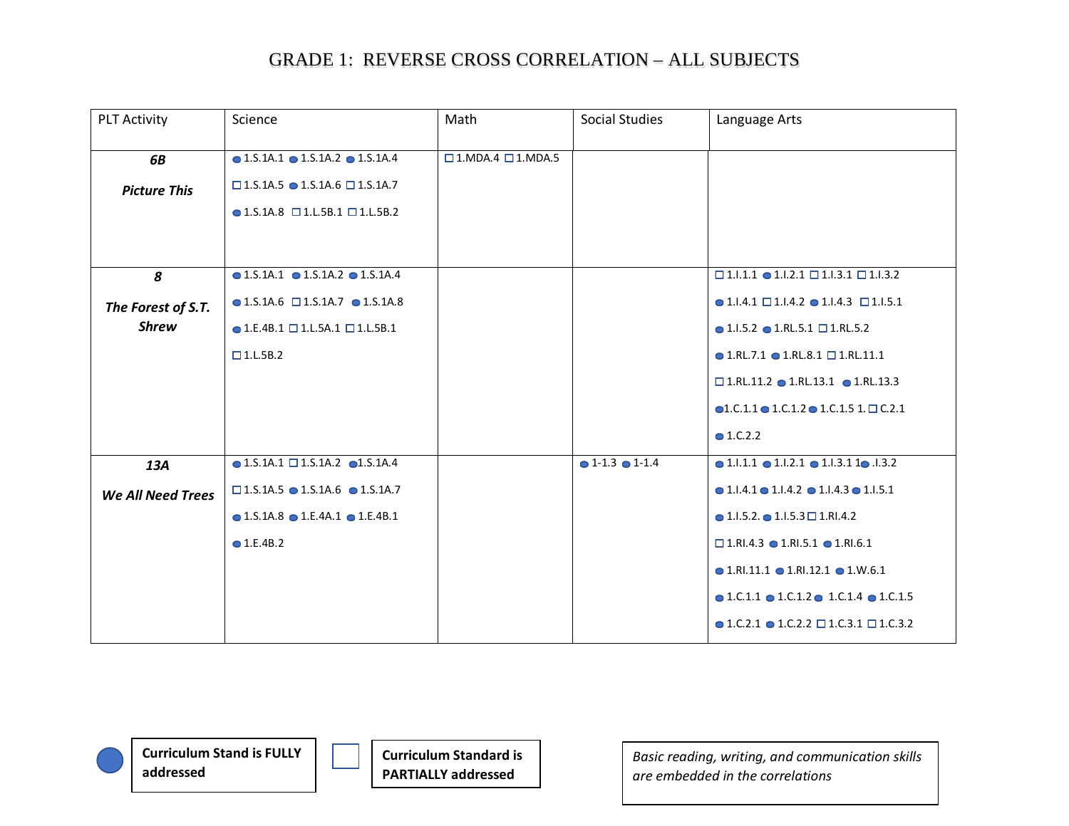# GRADE 1: REVERSE CROSS CORRELATION – ALL SUBJECTS

| PLT Activity | Science | Math | Social Studies | Language Arts |
|---|---|---|---|---|
| ***6B*** ***Picture This*** | ● 1.S.1A.1 ● 1.S.1A.2 ● 1.S.1A.4 □ 1.S.1A.5 ● 1.S.1A.6 □ 1.S.1A.7 ● 1.S.1A.8 □ 1.L.5B.1 □ 1.L.5B.2 | □ 1.MDA.4 □ 1.MDA.5 | | |
| ***8*** ***The Forest of S.T. Shrew*** | ● 1.S.1A.1 ● 1.S.1A.2 ● 1.S.1A.4 ● 1.S.1A.6 □ 1.S.1A.7 ● 1.S.1A.8 ● 1.E.4B.1 □ 1.L.5A.1 □ 1.L.5B.1 □ 1.L.5B.2 | | | □ 1.I.1.1 ● 1.I.2.1 □ 1.I.3.1 □ 1.I.3.2 ● 1.I.4.1 □ 1.I.4.2 ● 1.I.4.3 □ 1.I.5.1 ● 1.I.5.2 ● 1.RL.5.1 □ 1.RL.5.2 ● 1.RL.7.1 ● 1.RL.8.1 □ 1.RL.11.1 □ 1.RL.11.2 ● 1.RL.13.1 ● 1.RL.13.3 ● 1.C.1.1 ● 1.C.1.2 ● 1.C.1.5 1. □ C.2.1 ● 1.C.2.2 |
| ***13A*** ***We All Need Trees*** | ● 1.S.1A.1 □ 1.S.1A.2 ● 1.S.1A.4 □ 1.S.1A.5 ● 1.S.1A.6 ● 1.S.1A.7 ● 1.S.1A.8 ● 1.E.4A.1 ● 1.E.4B.1 ● 1.E.4B.2 | | ● 1-1.3 ● 1-1.4 | ● 1.I.1.1 ● 1.I.2.1 ● 1.I.3.1 1● .I.3.2 ● 1.I.4.1 ● 1.I.4.2 ● 1.I.4.3 ● 1.I.5.1 ● 1.I.5.2. ● 1.I.5.3 □ 1.RI.4.2 □ 1.RI.4.3 ● 1.RI.5.1 ● 1.RI.6.1 ● 1.RI.11.1 ● 1.RI.12.1 ● 1.W.6.1 ● 1.C.1.1 ● 1.C.1.2 ● 1.C.1.4 ● 1.C.1.5 ● 1.C.2.1 ● 1.C.2.2 □ 1.C.3.1 □ 1.C.3.2 |

● **Curriculum Stand is FULLY addressed**

□ **Curriculum Standard is PARTIALLY addressed**

*Basic reading, writing, and communication skills are embedded in the correlations*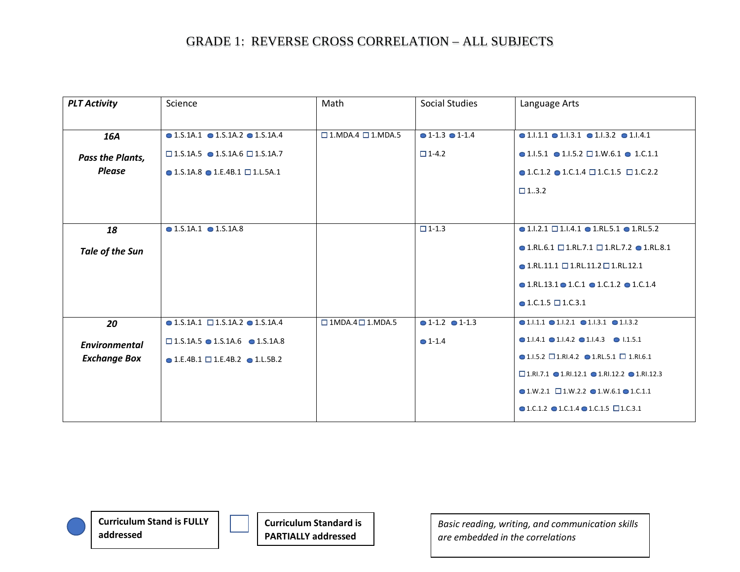# GRADE 1: REVERSE CROSS CORRELATION – ALL SUBJECTS

| *PLT Activity* | Science | Math | Social Studies | Language Arts |
|---|---|---|---|---|
| ***16A*** ***Pass the Plants, Please*** | ● 1.S.1A.1 ● 1.S.1A.2 ● 1.S.1A.4 □ 1.S.1A.5 ● 1.S.1A.6 □ 1.S.1A.7 ● 1.S.1A.8 ● 1.E.4B.1 □ 1.L.5A.1 | □ 1.MDA.4 □ 1.MDA.5 | ● 1-1.3 ● 1-1.4 □ 1-4.2 | ● 1.I.1.1 ● 1.I.3.1 ● 1.I.3.2 ● 1.I.4.1 ● 1.I.5.1 ● 1.I.5.2 □ 1.W.6.1 ● 1.C.1.1 ● 1.C.1.2 ● 1.C.1.4 □ 1.C.1.5 □ 1.C.2.2 □ 1..3.2 |
| ***18*** ***Tale of the Sun*** | ● 1.S.1A.1 ● 1.S.1A.8 | | □ 1-1.3 | ● 1.I.2.1 □ 1.I.4.1 ● 1.RL.5.1 ● 1.RL.5.2 ● 1.RL.6.1 □ 1.RL.7.1 □ 1.RL.7.2 ● 1.RL.8.1 ● 1.RL.11.1 □ 1.RL.11.2 □ 1.RL.12.1 ● 1.RL.13.1 ● 1.C.1 ● 1.C.1.2 ● 1.C.1.4 ● 1.C.1.5 □ 1.C.3.1 |
| ***20*** ***Environmental Exchange Box*** | ● 1.S.1A.1 □ 1.S.1A.2 ● 1.S.1A.4 □ 1.S.1A.5 ● 1.S.1A.6 ● 1.S.1A.8 ● 1.E.4B.1 □ 1.E.4B.2 ● 1.L.5B.2 | □ 1MDA.4 □ 1.MDA.5 | ● 1-1.2 ● 1-1.3 ● 1-1.4 | ● 1.I.1.1 ● 1.I.2.1 ● 1.I.3.1 ● 1.I.3.2 ● 1.I.4.1 ● 1.I.4.2 ● 1.I.4.3 ● I.1.5.1 ● 1.I.5.2 □ 1.RI.4.2 ● 1.RL.5.1 □ 1.RI.6.1 □ 1.RI.7.1 ● 1.RI.12.1 ● 1.RI.12.2 ● 1.RI.12.3 ● 1.W.2.1 □ 1.W.2.2 ● 1.W.6.1 ● 1.C.1.1 ● 1.C.1.2 ● 1.C.1.4 ● 1.C.1.5 □ 1.C.3.1 |

● **Curriculum Stand is FULLY addressed**

□ **Curriculum Standard is PARTIALLY addressed**

*Basic reading, writing, and communication skills are embedded in the correlations*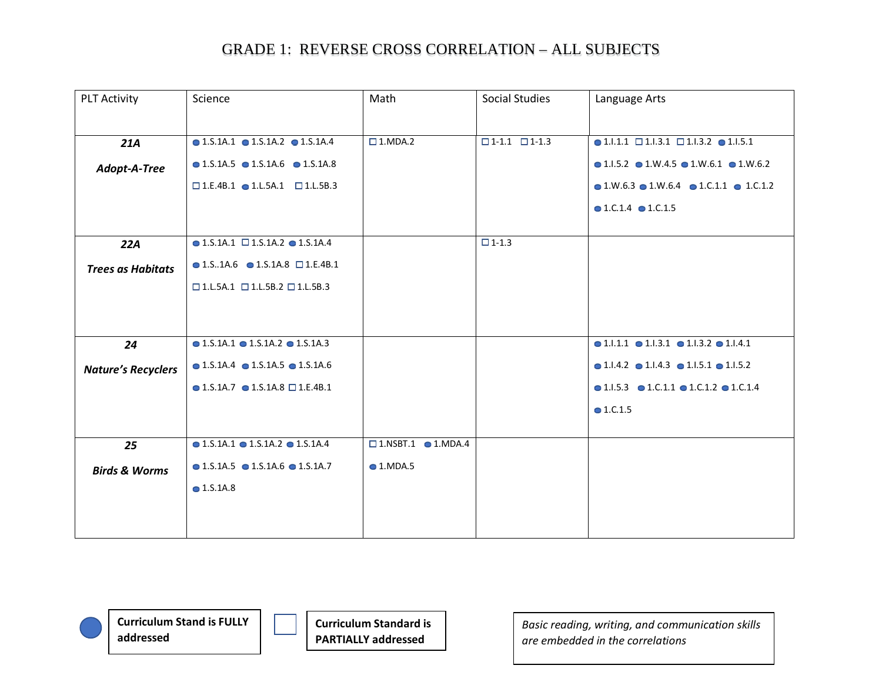# GRADE 1: REVERSE CROSS CORRELATION – ALL SUBJECTS

| PLT Activity | Science | Math | Social Studies | Language Arts |
|---|---|---|---|---|
| ***21A*** ***Adopt-A-Tree*** | ● 1.S.1A.1 ● 1.S.1A.2 ● 1.S.1A.4 ● 1.S.1A.5 ● 1.S.1A.6 ● 1.S.1A.8 □ 1.E.4B.1 ● 1.L.5A.1 □ 1.L.5B.3 | □ 1.MDA.2 | □ 1-1.1 □ 1-1.3 | ● 1.I.1.1 □ 1.I.3.1 □ 1.I.3.2 ● 1.I.5.1 ● 1.I.5.2 ● 1.W.4.5 ● 1.W.6.1 ● 1.W.6.2 ● 1.W.6.3 ● 1.W.6.4 ● 1.C.1.1 ● 1.C.1.2 ● 1.C.1.4 ● 1.C.1.5 |
| ***22A*** ***Trees as Habitats*** | ● 1.S.1A.1 □ 1.S.1A.2 ● 1.S.1A.4 ● 1.S..1A.6 ● 1.S.1A.8 □ 1.E.4B.1 □ 1.L.5A.1 □ 1.L.5B.2 □ 1.L.5B.3 | | □ 1-1.3 | |
| ***24*** ***Nature's Recyclers*** | ● 1.S.1A.1 ● 1.S.1A.2 ● 1.S.1A.3 ● 1.S.1A.4 ● 1.S.1A.5 ● 1.S.1A.6 ● 1.S.1A.7 ● 1.S.1A.8 □ 1.E.4B.1 | | | ● 1.I.1.1 ● 1.I.3.1 ● 1.I.3.2 ● 1.I.4.1 ● 1.I.4.2 ● 1.I.4.3 ● 1.I.5.1 ● 1.I.5.2 ● 1.I.5.3 ● 1.C.1.1 ● 1.C.1.2 ● 1.C.1.4 ● 1.C.1.5 |
| ***25*** ***Birds & Worms*** | ● 1.S.1A.1 ● 1.S.1A.2 ● 1.S.1A.4 ● 1.S.1A.5 ● 1.S.1A.6 ● 1.S.1A.7 ● 1.S.1A.8 | □ 1.NSBT.1 ● 1.MDA.4 ● 1.MDA.5 | | |

● **Curriculum Stand is FULLY addressed**

□ **Curriculum Standard is PARTIALLY addressed**

*Basic reading, writing, and communication skills are embedded in the correlations*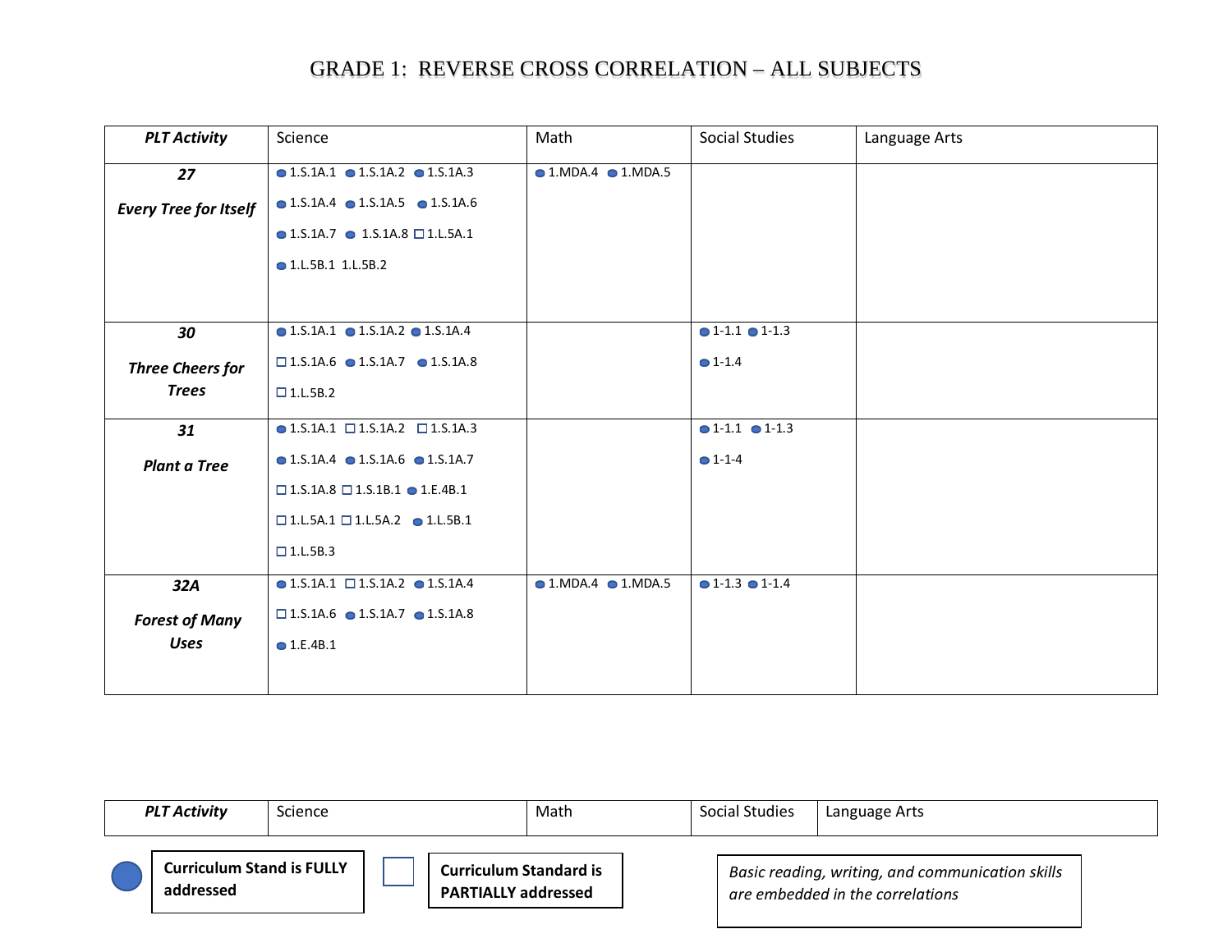# GRADE 1: REVERSE CROSS CORRELATION – ALL SUBJECTS

| *PLT Activity* | Science | Math | Social Studies | Language Arts |
|---|---|---|---|---|
| ***27*** ***Every Tree for Itself*** | ● 1.S.1A.1 ● 1.S.1A.2 ● 1.S.1A.3 ● 1.S.1A.4 ● 1.S.1A.5 ● 1.S.1A.6 ● 1.S.1A.7 ● 1.S.1A.8 ☐ 1.L.5A.1 ● 1.L.5B.1 1.L.5B.2 | ● 1.MDA.4 ● 1.MDA.5 | | |
| ***30*** ***Three Cheers for Trees*** | ● 1.S.1A.1 ● 1.S.1A.2 ● 1.S.1A.4 ☐ 1.S.1A.6 ● 1.S.1A.7 ● 1.S.1A.8 ☐ 1.L.5B.2 | | ● 1-1.1 ● 1-1.3 ● 1-1.4 | |
| ***31*** ***Plant a Tree*** | ● 1.S.1A.1 ☐ 1.S.1A.2 ☐ 1.S.1A.3 ● 1.S.1A.4 ● 1.S.1A.6 ● 1.S.1A.7 ☐ 1.S.1A.8 ☐ 1.S.1B.1 ● 1.E.4B.1 ☐ 1.L.5A.1 ☐ 1.L.5A.2 ● 1.L.5B.1 ☐ 1.L.5B.3 | | ● 1-1.1 ● 1-1.3 ● 1-1-4 | |
| ***32A*** ***Forest of Many Uses*** | ● 1.S.1A.1 ☐ 1.S.1A.2 ● 1.S.1A.4 ☐ 1.S.1A.6 ● 1.S.1A.7 ● 1.S.1A.8 ● 1.E.4B.1 | ● 1.MDA.4 ● 1.MDA.5 | ● 1-1.3 ● 1-1.4 | |

| *PLT Activity* | Science | Math | Social Studies | Language Arts |
|---|---|---|---|---|

● **Curriculum Stand is FULLY addressed**

☐ **Curriculum Standard is PARTIALLY addressed**

*Basic reading, writing, and communication skills are embedded in the correlations*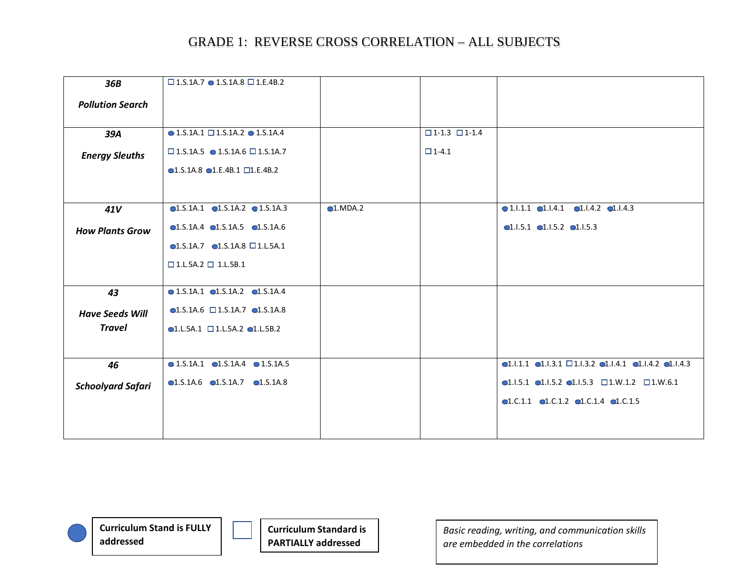# GRADE 1: REVERSE CROSS CORRELATION – ALL SUBJECTS

| | | | | |
|---|---|---|---|---|
| ***36B*** ***Pollution Search*** | ☐ 1.S.1A.7 ● 1.S.1A.8 ☐ 1.E.4B.2 | | | |
| ***39A*** ***Energy Sleuths*** | ● 1.S.1A.1 ☐ 1.S.1A.2 ● 1.S.1A.4 ☐ 1.S.1A.5 ● 1.S.1A.6 ☐ 1.S.1A.7 ● 1.S.1A.8 ● 1.E.4B.1 ☐ 1.E.4B.2 | | ☐ 1-1.3 ☐ 1-1.4 ☐ 1-4.1 | |
| ***41V*** ***How Plants Grow*** | ● 1.S.1A.1 ● 1.S.1A.2 ● 1.S.1A.3 ● 1.S.1A.4 ● 1.S.1A.5 ● 1.S.1A.6 ● 1.S.1A.7 ● 1.S.1A.8 ☐ 1.L.5A.1 ☐ 1.L.5A.2 ☐ 1.L.5B.1 | ● 1.MDA.2 | | ● 1.I.1.1 ● 1.I.4.1 ● 1.I.4.2 ● 1.I.4.3 ● 1.I.5.1 ● 1.I.5.2 ● 1.I.5.3 |
| ***43*** ***Have Seeds Will Travel*** | ● 1.S.1A.1 ● 1.S.1A.2 ● 1.S.1A.4 ● 1.S.1A.6 ☐ 1.S.1A.7 ● 1.S.1A.8 ● 1.L.5A.1 ☐ 1.L.5A.2 ● 1.L.5B.2 | | | |
| ***46*** ***Schoolyard Safari*** | ● 1.S.1A.1 ● 1.S.1A.4 ● 1.S.1A.5 ● 1.S.1A.6 ● 1.S.1A.7 ● 1.S.1A.8 | | | ● 1.I.1.1 ● 1.I.3.1 ☐ 1.I.3.2 ● 1.I.4.1 ● 1.I.4.2 ● 1.I.4.3 ● 1.I.5.1 ● 1.I.5.2 ● 1.I.5.3 ☐ 1.W.1.2 ☐ 1.W.6.1 ● 1.C.1.1 ● 1.C.1.2 ● 1.C.1.4 ● 1.C.1.5 |

● **Curriculum Stand is FULLY addressed**

☐ **Curriculum Standard is PARTIALLY addressed**

*Basic reading, writing, and communication skills are embedded in the correlations*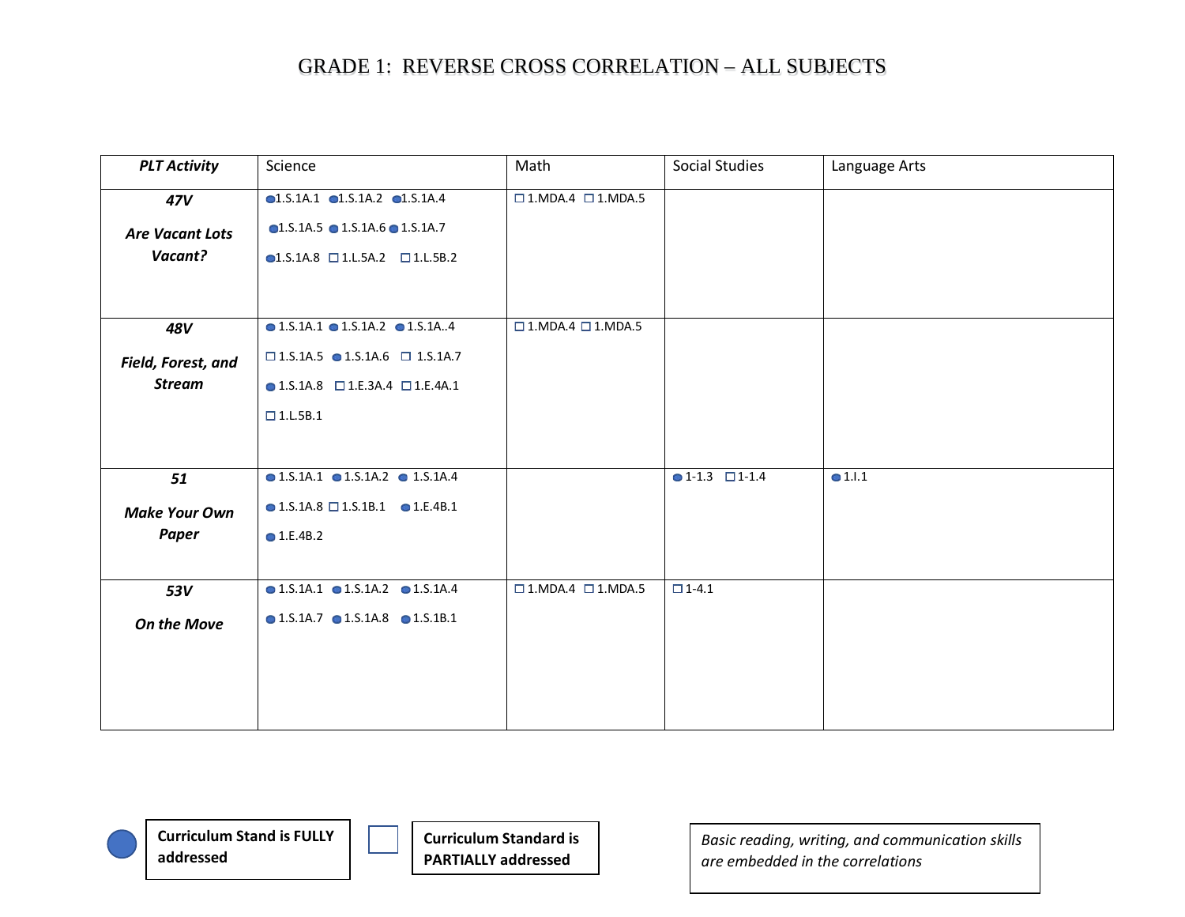# GRADE 1: REVERSE CROSS CORRELATION – ALL SUBJECTS

| ***PLT Activity*** | Science | Math | Social Studies | Language Arts |
|---|---|---|---|---|
| ***47V*** ***Are Vacant Lots Vacant?*** | ● 1.S.1A.1 ● 1.S.1A.2 ● 1.S.1A.4 ● 1.S.1A.5 ● 1.S.1A.6 ● 1.S.1A.7 ● 1.S.1A.8 ☐ 1.L.5A.2 ☐ 1.L.5B.2 | ☐ 1.MDA.4 ☐ 1.MDA.5 | | |
| ***48V*** ***Field, Forest, and Stream*** | ● 1.S.1A.1 ● 1.S.1A.2 ● 1.S.1A..4 ☐ 1.S.1A.5 ● 1.S.1A.6 ☐ 1.S.1A.7 ● 1.S.1A.8 ☐ 1.E.3A.4 ☐ 1.E.4A.1 ☐ 1.L.5B.1 | ☐ 1.MDA.4 ☐ 1.MDA.5 | | |
| ***51*** ***Make Your Own Paper*** | ● 1.S.1A.1 ● 1.S.1A.2 ● 1.S.1A.4 ● 1.S.1A.8 ☐ 1.S.1B.1 ● 1.E.4B.1 ● 1.E.4B.2 | | ● 1-1.3 ☐ 1-1.4 | ● 1.I.1 |
| ***53V*** ***On the Move*** | ● 1.S.1A.1 ● 1.S.1A.2 ● 1.S.1A.4 ● 1.S.1A.7 ● 1.S.1A.8 ● 1.S.1B.1 | ☐ 1.MDA.4 ☐ 1.MDA.5 | ☐ 1-4.1 | |

● **Curriculum Stand is FULLY addressed**

☐ **Curriculum Standard is PARTIALLY addressed**

*Basic reading, writing, and communication skills are embedded in the correlations*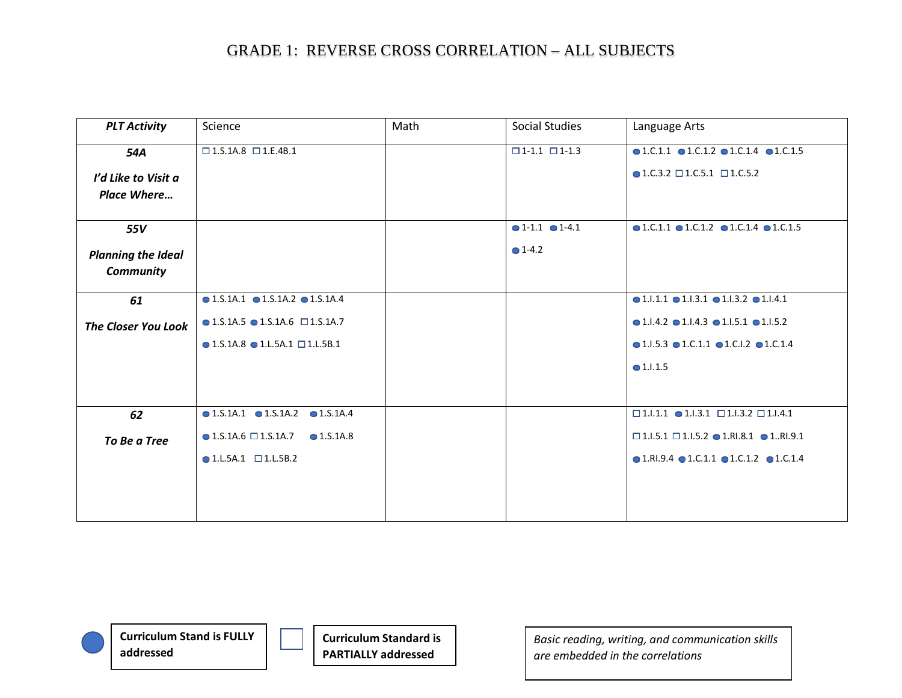# GRADE 1: REVERSE CROSS CORRELATION – ALL SUBJECTS

| PLT Activity | Science | Math | Social Studies | Language Arts |
|---|---|---|---|---|
| **54A** *I'd Like to Visit a Place Where…* | ☐ 1.S.1A.8 ☐ 1.E.4B.1 | | ☐ 1-1.1 ☐ 1-1.3 | ● 1.C.1.1 ● 1.C.1.2 ● 1.C.1.4 ● 1.C.1.5 ● 1.C.3.2 ☐ 1.C.5.1 ☐ 1.C.5.2 |
| **55V** *Planning the Ideal Community* | | | ● 1-1.1 ● 1-4.1 ● 1-4.2 | ● 1.C.1.1 ● 1.C.1.2 ● 1.C.1.4 ● 1.C.1.5 |
| **61** *The Closer You Look* | ● 1.S.1A.1 ● 1.S.1A.2 ● 1.S.1A.4 ● 1.S.1A.5 ● 1.S.1A.6 ☐ 1.S.1A.7 ● 1.S.1A.8 ● 1.L.5A.1 ☐ 1.L.5B.1 | | | ● 1.I.1.1 ● 1.I.3.1 ● 1.I.3.2 ● 1.I.4.1 ● 1.I.4.2 ● 1.I.4.3 ● 1.I.5.1 ● 1.I.5.2 ● 1.I.5.3 ● 1.C.1.1 ● 1.C.I.2 ● 1.C.1.4 ● 1.I.1.5 |
| **62** *To Be a Tree* | ● 1.S.1A.1 ● 1.S.1A.2 ● 1.S.1A.4 ● 1.S.1A.6 ☐ 1.S.1A.7 ● 1.S.1A.8 ● 1.L.5A.1 ☐ 1.L.5B.2 | | | ☐ 1.I.1.1 ● 1.I.3.1 ☐ 1.I.3.2 ☐ 1.I.4.1 ☐ 1.I.5.1 ☐ 1.I.5.2 ● 1.RI.8.1 ● 1..RI.9.1 ● 1.RI.9.4 ● 1.C.1.1 ● 1.C.1.2 ● 1.C.1.4 |

● **Curriculum Stand is FULLY addressed**

☐ **Curriculum Standard is PARTIALLY addressed**

*Basic reading, writing, and communication skills are embedded in the correlations*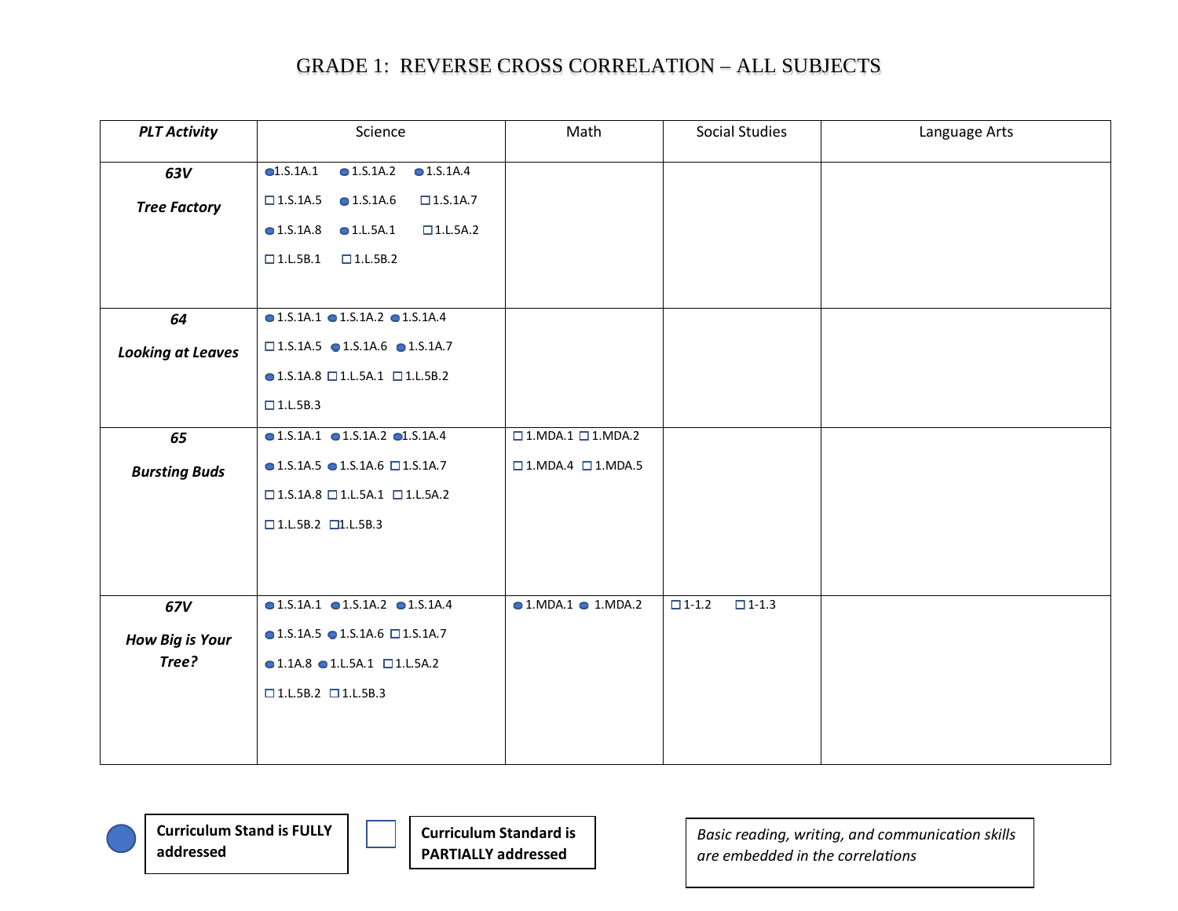# GRADE 1: REVERSE CROSS CORRELATION – ALL SUBJECTS

| PLT Activity | Science | Math | Social Studies | Language Arts |
|---|---|---|---|---|
| ***63V*** ***Tree Factory*** | ● 1.S.1A.1 ● 1.S.1A.2 ● 1.S.1A.4 ☐ 1.S.1A.5 ● 1.S.1A.6 ☐ 1.S.1A.7 ● 1.S.1A.8 ● 1.L.5A.1 ☐ 1.L.5A.2 ☐ 1.L.5B.1 ☐ 1.L.5B.2 | | | |
| ***64*** ***Looking at Leaves*** | ● 1.S.1A.1 ● 1.S.1A.2 ● 1.S.1A.4 ☐ 1.S.1A.5 ● 1.S.1A.6 ● 1.S.1A.7 ● 1.S.1A.8 ☐ 1.L.5A.1 ☐ 1.L.5B.2 ☐ 1.L.5B.3 | | | |
| ***65*** ***Bursting Buds*** | ● 1.S.1A.1 ● 1.S.1A.2 ● 1.S.1A.4 ● 1.S.1A.5 ● 1.S.1A.6 ☐ 1.S.1A.7 ☐ 1.S.1A.8 ☐ 1.L.5A.1 ☐ 1.L.5A.2 ☐ 1.L.5B.2 ☐ 1.L.5B.3 | ☐ 1.MDA.1 ☐ 1.MDA.2 ☐ 1.MDA.4 ☐ 1.MDA.5 | | |
| ***67V*** ***How Big is Your Tree?*** | ● 1.S.1A.1 ● 1.S.1A.2 ● 1.S.1A.4 ● 1.S.1A.5 ● 1.S.1A.6 ☐ 1.S.1A.7 ● 1.1A.8 ● 1.L.5A.1 ☐ 1.L.5A.2 ☐ 1.L.5B.2 ☐ 1.L.5B.3 | ● 1.MDA.1 ● 1.MDA.2 | ☐ 1-1.2 ☐ 1-1.3 | |

● **Curriculum Stand is FULLY addressed**

☐ **Curriculum Standard is PARTIALLY addressed**

*Basic reading, writing, and communication skills are embedded in the correlations*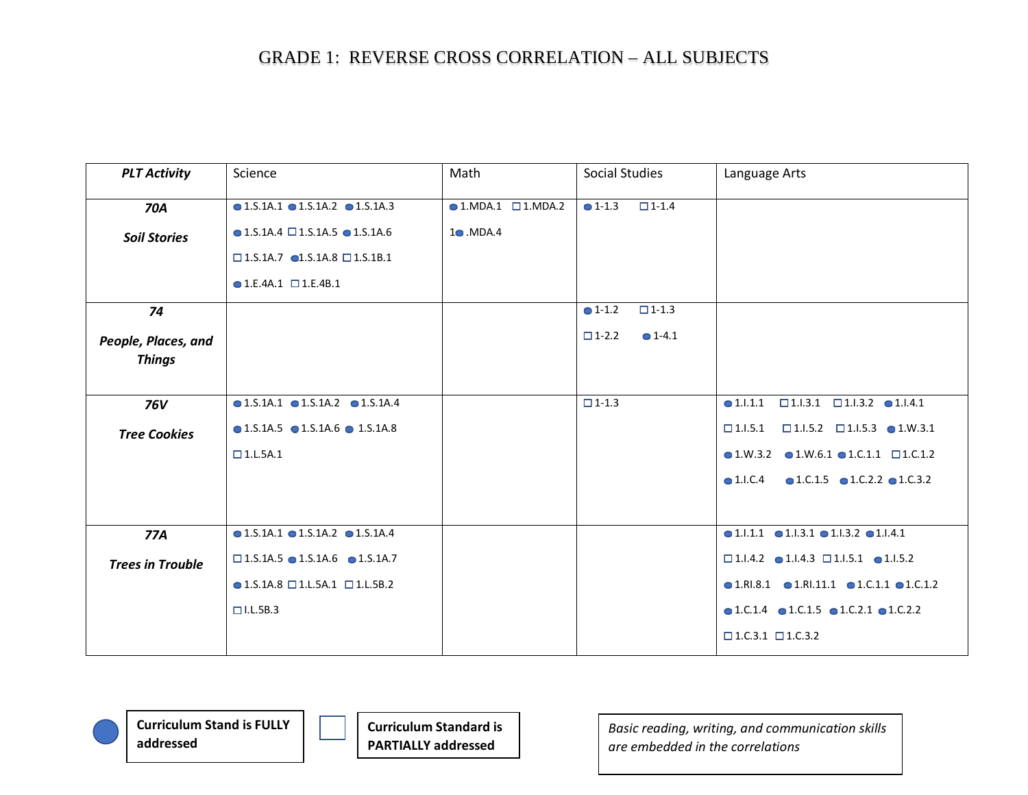# GRADE 1: REVERSE CROSS CORRELATION – ALL SUBJECTS

| *PLT Activity* | Science | Math | Social Studies | Language Arts |
|---|---|---|---|---|
| ***70A*** ***Soil Stories*** | ● 1.S.1A.1 ● 1.S.1A.2 ● 1.S.1A.3 ● 1.S.1A.4 ☐ 1.S.1A.5 ● 1.S.1A.6 ☐ 1.S.1A.7 ● 1.S.1A.8 ☐ 1.S.1B.1 ● 1.E.4A.1 ☐ 1.E.4B.1 | ● 1.MDA.1 ☐ 1.MDA.2 1● .MDA.4 | ● 1-1.3 ☐ 1-1.4 | |
| ***74*** ***People, Places, and Things*** | | | ● 1-1.2 ☐ 1-1.3 ☐ 1-2.2 ● 1-4.1 | |
| ***76V*** ***Tree Cookies*** | ● 1.S.1A.1 ● 1.S.1A.2 ● 1.S.1A.4 ● 1.S.1A.5 ● 1.S.1A.6 ● 1.S.1A.8 ☐ 1.L.5A.1 | | ☐ 1-1.3 | ● 1.I.1.1 ☐ 1.I.3.1 ☐ 1.I.3.2 ● 1.I.4.1 ☐ 1.I.5.1 ☐ 1.I.5.2 ☐ 1.I.5.3 ● 1.W.3.1 ● 1.W.3.2 ● 1.W.6.1 ● 1.C.1.1 ☐ 1.C.1.2 ● 1.I.C.4 ● 1.C.1.5 ● 1.C.2.2 ● 1.C.3.2 |
| ***77A*** ***Trees in Trouble*** | ● 1.S.1A.1 ● 1.S.1A.2 ● 1.S.1A.4 ☐ 1.S.1A.5 ● 1.S.1A.6 ● 1.S.1A.7 ● 1.S.1A.8 ☐ 1.L.5A.1 ☐ 1.L.5B.2 ☐ I.L.5B.3 | | | ● 1.I.1.1 ● 1.I.3.1 ● 1.I.3.2 ● 1.I.4.1 ☐ 1.I.4.2 ● 1.I.4.3 ☐ 1.I.5.1 ● 1.I.5.2 ● 1.RI.8.1 ● 1.RI.11.1 ● 1.C.1.1 ● 1.C.1.2 ● 1.C.1.4 ● 1.C.1.5 ● 1.C.2.1 ● 1.C.2.2 ☐ 1.C.3.1 ☐ 1.C.3.2 |

● **Curriculum Stand is FULLY addressed**

☐ **Curriculum Standard is PARTIALLY addressed**

*Basic reading, writing, and communication skills are embedded in the correlations*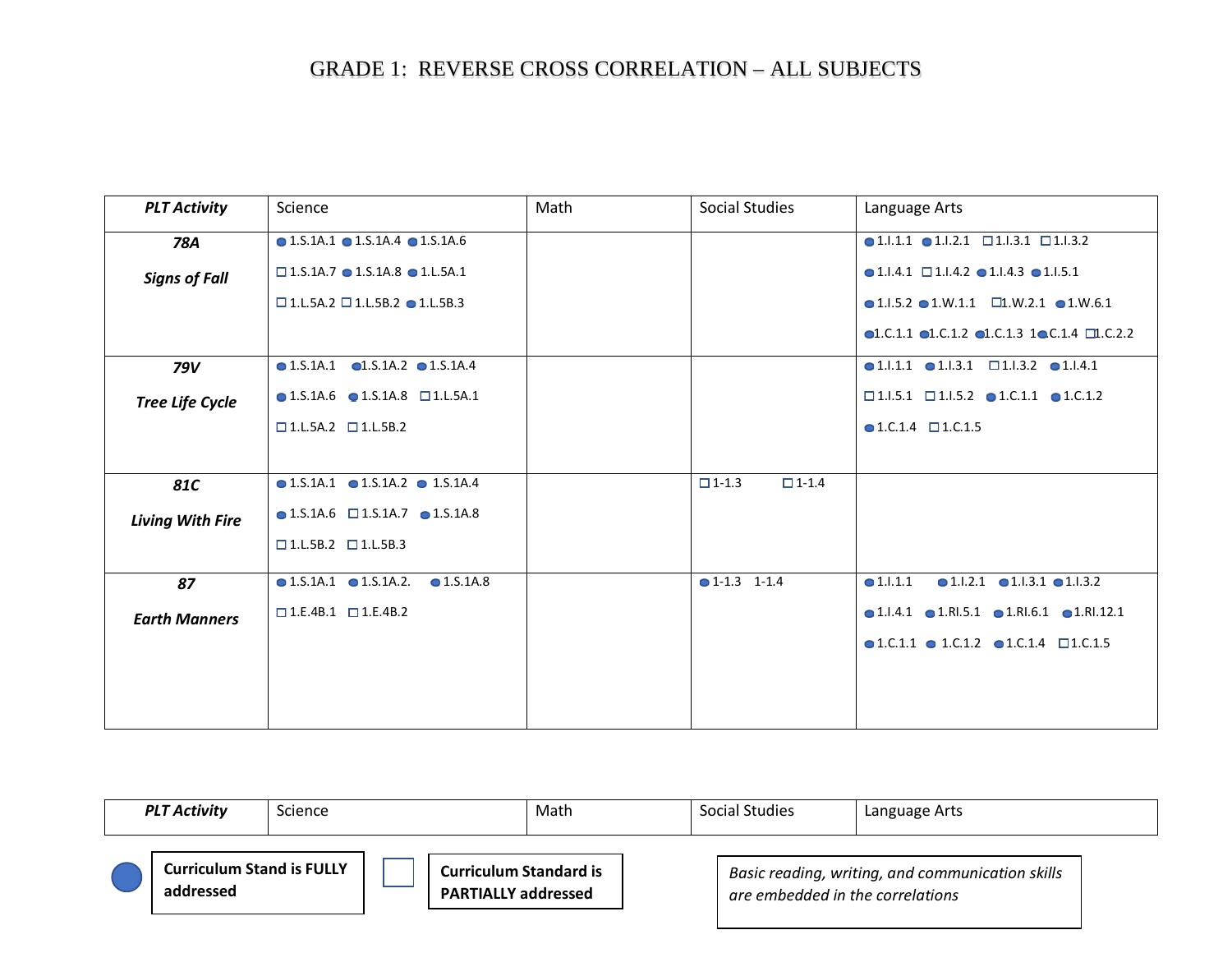# GRADE 1: REVERSE CROSS CORRELATION – ALL SUBJECTS

| PLT Activity | Science | Math | Social Studies | Language Arts |
|---|---|---|---|---|
| **78A** *Signs of Fall* | ● 1.S.1A.1 ● 1.S.1A.4 ● 1.S.1A.6 ☐ 1.S.1A.7 ● 1.S.1A.8 ● 1.L.5A.1 ☐ 1.L.5A.2 ☐ 1.L.5B.2 ● 1.L.5B.3 | | | ● 1.I.1.1 ● 1.I.2.1 ☐ 1.I.3.1 ☐ 1.I.3.2 ● 1.I.4.1 ☐ 1.I.4.2 ● 1.I.4.3 ● 1.I.5.1 ● 1.I.5.2 ● 1.W.1.1 ☐ 1.W.2.1 ● 1.W.6.1 ● 1.C.1.1 ● 1.C.1.2 ● 1.C.1.3 1● C.1.4 ☐ 1.C.2.2 |
| **79V** *Tree Life Cycle* | ● 1.S.1A.1 ● 1.S.1A.2 ● 1.S.1A.4 ● 1.S.1A.6 ● 1.S.1A.8 ☐ 1.L.5A.1 ☐ 1.L.5A.2 ☐ 1.L.5B.2 | | | ● 1.I.1.1 ● 1.I.3.1 ☐ 1.I.3.2 ● 1.I.4.1 ☐ 1.I.5.1 ☐ 1.I.5.2 ● 1.C.1.1 ● 1.C.1.2 ● 1.C.1.4 ☐ 1.C.1.5 |
| **81C** *Living With Fire* | ● 1.S.1A.1 ● 1.S.1A.2 ● 1.S.1A.4 ● 1.S.1A.6 ☐ 1.S.1A.7 ● 1.S.1A.8 ☐ 1.L.5B.2 ☐ 1.L.5B.3 | | ☐ 1-1.3 ☐ 1-1.4 | |
| **87** *Earth Manners* | ● 1.S.1A.1 ● 1.S.1A.2. ● 1.S.1A.8 ☐ 1.E.4B.1 ☐ 1.E.4B.2 | | ● 1-1.3 1-1.4 | ● 1.I.1.1 ● 1.I.2.1 ● 1.I.3.1 ● 1.I.3.2 ● 1.I.4.1 ● 1.RI.5.1 ● 1.RI.6.1 ● 1.RI.12.1 ● 1.C.1.1 ● 1.C.1.2 ● 1.C.1.4 ☐ 1.C.1.5 |

| PLT Activity | Science | Math | Social Studies | Language Arts |
|---|---|---|---|---|

● **Curriculum Stand is FULLY addressed**

☐ **Curriculum Standard is PARTIALLY addressed**

*Basic reading, writing, and communication skills are embedded in the correlations*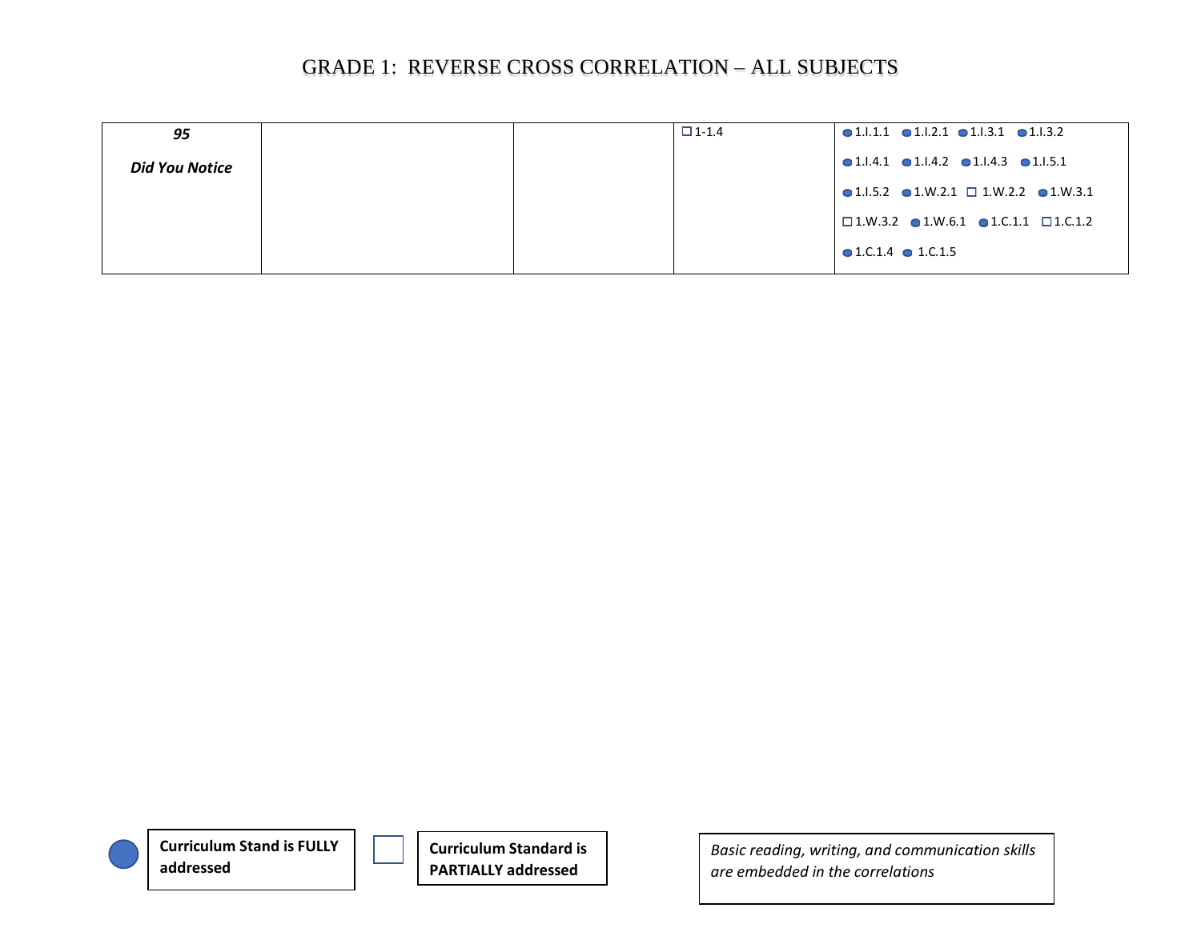# GRADE 1: REVERSE CROSS CORRELATION – ALL SUBJECTS

| | | | | |
|---|---|---|---|---|
| ***95*** ***Did You Notice*** | | | □ 1-1.4 | ● 1.I.1.1 ● 1.I.2.1 ● 1.I.3.1 ● 1.I.3.2 ● 1.I.4.1 ● 1.I.4.2 ● 1.I.4.3 ● 1.I.5.1 ● 1.I.5.2 ● 1.W.2.1 □ 1.W.2.2 ● 1.W.3.1 □ 1.W.3.2 ● 1.W.6.1 ● 1.C.1.1 □ 1.C.1.2 ● 1.C.1.4 ● 1.C.1.5 |

● **Curriculum Stand is FULLY addressed**

□ **Curriculum Standard is PARTIALLY addressed**

*Basic reading, writing, and communication skills are embedded in the correlations*